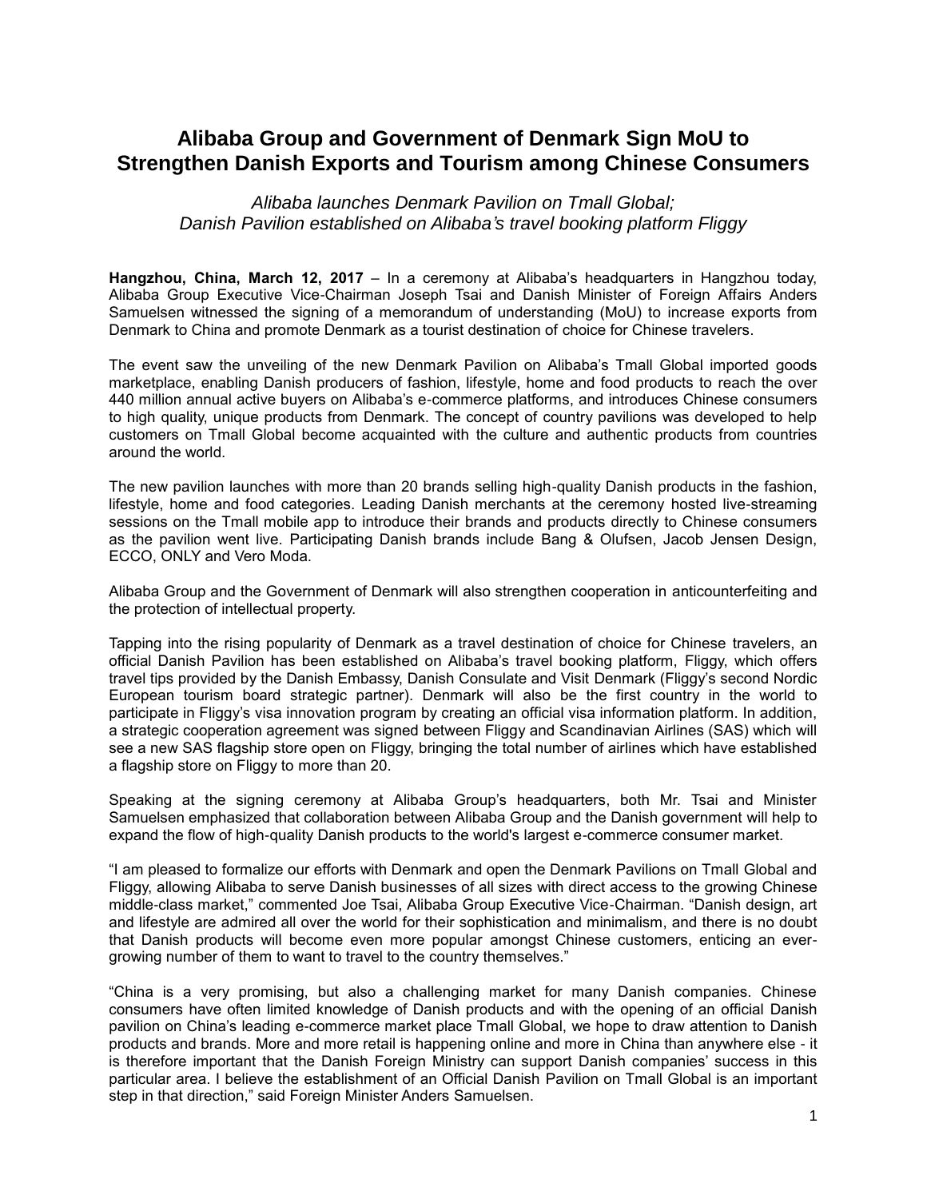# Alibaba Group and Government of Denmark Sign MoU to Strengthen Danish Exports and Tourism among Chinese Consumers

*Alibaba launches Denmark Pavilion on Tmall Global;*
*Danish Pavilion established on Alibaba's travel booking platform Fliggy*

**Hangzhou, China, March 12, 2017** – In a ceremony at Alibaba's headquarters in Hangzhou today, Alibaba Group Executive Vice-Chairman Joseph Tsai and Danish Minister of Foreign Affairs Anders Samuelsen witnessed the signing of a memorandum of understanding (MoU) to increase exports from Denmark to China and promote Denmark as a tourist destination of choice for Chinese travelers.

The event saw the unveiling of the new Denmark Pavilion on Alibaba's Tmall Global imported goods marketplace, enabling Danish producers of fashion, lifestyle, home and food products to reach the over 440 million annual active buyers on Alibaba's e-commerce platforms, and introduces Chinese consumers to high quality, unique products from Denmark. The concept of country pavilions was developed to help customers on Tmall Global become acquainted with the culture and authentic products from countries around the world.

The new pavilion launches with more than 20 brands selling high-quality Danish products in the fashion, lifestyle, home and food categories. Leading Danish merchants at the ceremony hosted live-streaming sessions on the Tmall mobile app to introduce their brands and products directly to Chinese consumers as the pavilion went live. Participating Danish brands include Bang & Olufsen, Jacob Jensen Design, ECCO, ONLY and Vero Moda.

Alibaba Group and the Government of Denmark will also strengthen cooperation in anticounterfeiting and the protection of intellectual property.

Tapping into the rising popularity of Denmark as a travel destination of choice for Chinese travelers, an official Danish Pavilion has been established on Alibaba's travel booking platform, Fliggy, which offers travel tips provided by the Danish Embassy, Danish Consulate and Visit Denmark (Fliggy's second Nordic European tourism board strategic partner). Denmark will also be the first country in the world to participate in Fliggy's visa innovation program by creating an official visa information platform. In addition, a strategic cooperation agreement was signed between Fliggy and Scandinavian Airlines (SAS) which will see a new SAS flagship store open on Fliggy, bringing the total number of airlines which have established a flagship store on Fliggy to more than 20.

Speaking at the signing ceremony at Alibaba Group's headquarters, both Mr. Tsai and Minister Samuelsen emphasized that collaboration between Alibaba Group and the Danish government will help to expand the flow of high-quality Danish products to the world's largest e-commerce consumer market.

"I am pleased to formalize our efforts with Denmark and open the Denmark Pavilions on Tmall Global and Fliggy, allowing Alibaba to serve Danish businesses of all sizes with direct access to the growing Chinese middle-class market," commented Joe Tsai, Alibaba Group Executive Vice-Chairman. "Danish design, art and lifestyle are admired all over the world for their sophistication and minimalism, and there is no doubt that Danish products will become even more popular amongst Chinese customers, enticing an ever-growing number of them to want to travel to the country themselves."

"China is a very promising, but also a challenging market for many Danish companies. Chinese consumers have often limited knowledge of Danish products and with the opening of an official Danish pavilion on China's leading e-commerce market place Tmall Global, we hope to draw attention to Danish products and brands. More and more retail is happening online and more in China than anywhere else - it is therefore important that the Danish Foreign Ministry can support Danish companies' success in this particular area. I believe the establishment of an Official Danish Pavilion on Tmall Global is an important step in that direction," said Foreign Minister Anders Samuelsen.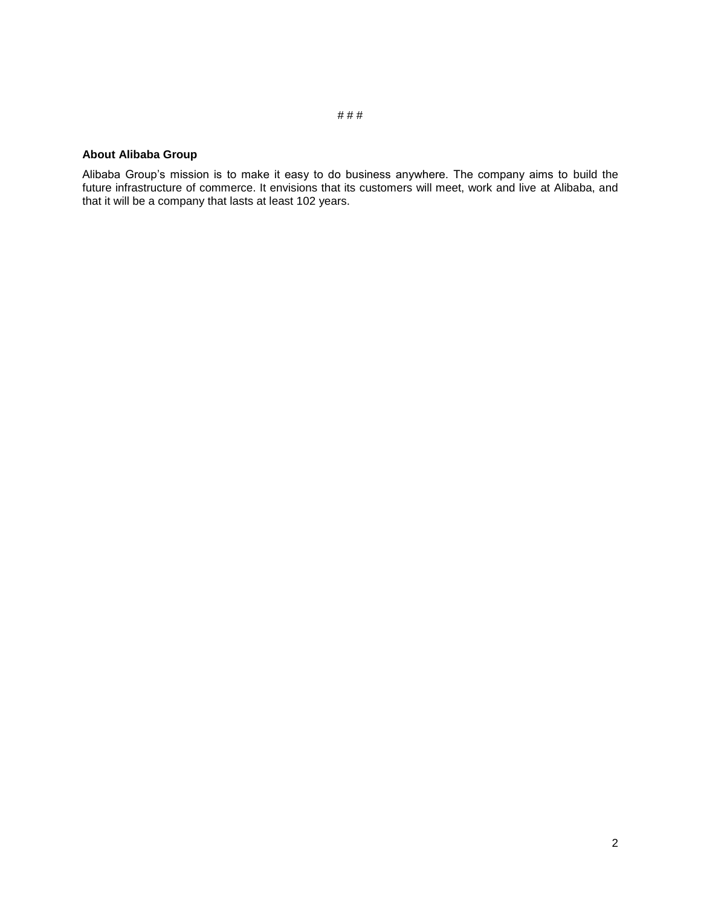# # #

**About Alibaba Group**

Alibaba Group's mission is to make it easy to do business anywhere. The company aims to build the future infrastructure of commerce. It envisions that its customers will meet, work and live at Alibaba, and that it will be a company that lasts at least 102 years.